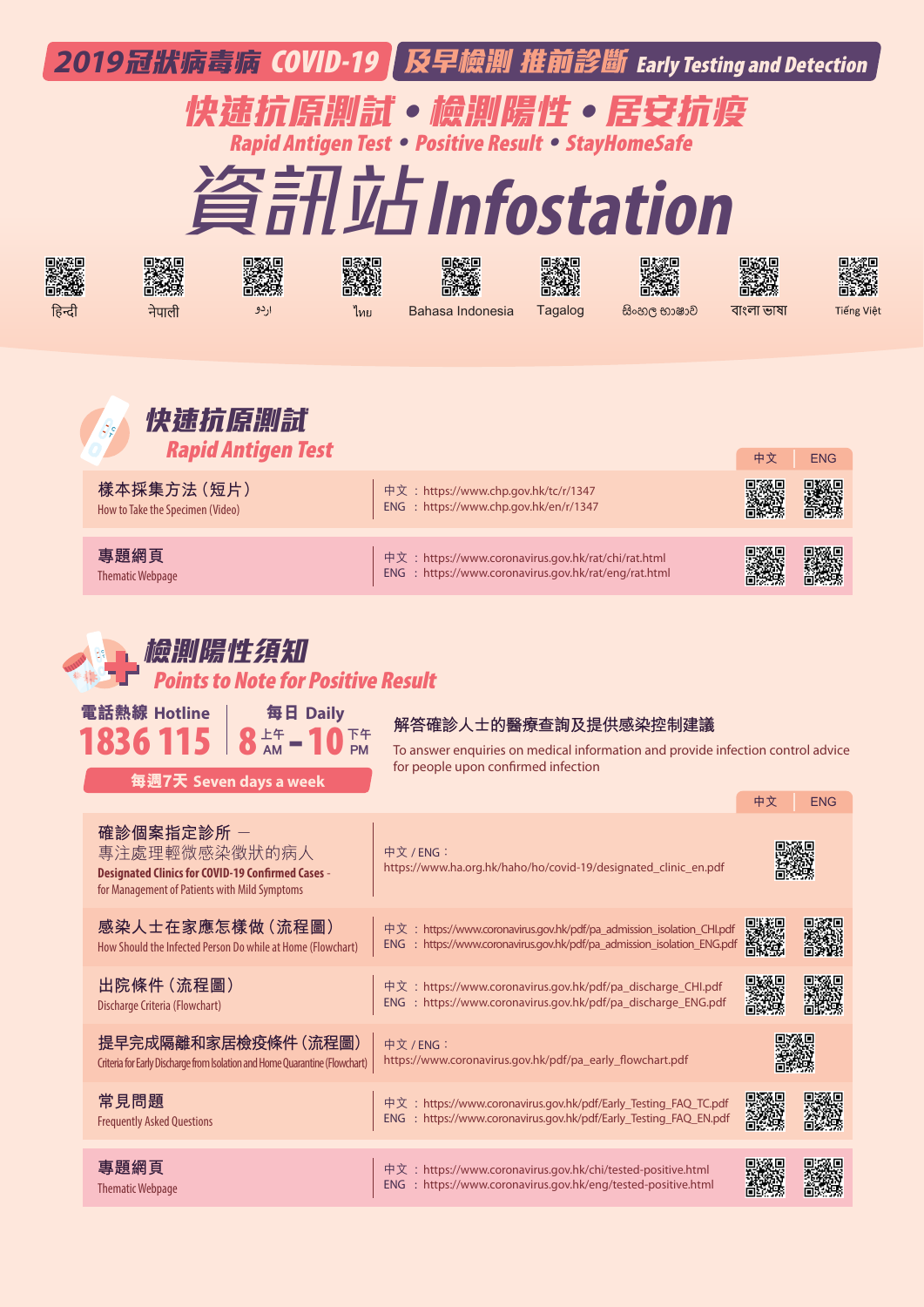**2019冠狀病毒病 COVID-19** | **及早檢測 推前診斷 Early Testing and Detection**

# 快速抗原測試 • 檢測陽性 • 居安抗疫

## Rapid Antigen Test • Positive Result • StayHomeSafe

# 資訊站 Infostation

हिन्दी | नेपाली | اردو | ไทย | Bahasa Indonesia | Tagalog | සිංහල භාෂාව | বাংলা ভাষা | Tiếng Việt

## 快速抗原測試
## Rapid Antigen Test

| | | 中文 | ENG |
|---|---|---|---|
| 樣本採集方法（短片）<br>How to Take the Specimen (Video) | 中文 ：https://www.chp.gov.hk/tc/r/1347<br>ENG ：https://www.chp.gov.hk/en/r/1347 | | |
| 專題網頁<br>Thematic Webpage | 中文 ：https://www.coronavirus.gov.hk/rat/chi/rat.html<br>ENG ：https://www.coronavirus.gov.hk/rat/eng/rat.html | | |

## 檢測陽性須知
## Points to Note for Positive Result

**電話熱線 Hotline** **1836 115**

**每日 Daily** **8** 上午 AM **– 10** 下午 PM

**每週7天 Seven days a week**

解答確診人士的醫療查詢及提供感染控制建議

To answer enquiries on medical information and provide infection control advice for people upon confirmed infection

| | | 中文 | ENG |
|---|---|---|---|
| 確診個案指定診所 – 專注處理輕微感染徵狀的病人<br>**Designated Clinics for COVID-19 Confirmed Cases** - for Management of Patients with Mild Symptoms | 中文 / ENG：<br>https://www.ha.org.hk/haho/ho/covid-19/designated_clinic_en.pdf | | |
| 感染人士在家應怎樣做（流程圖）<br>How Should the Infected Person Do while at Home (Flowchart) | 中文 ：https://www.coronavirus.gov.hk/pdf/pa_admission_isolation_CHI.pdf<br>ENG ：https://www.coronavirus.gov.hk/pdf/pa_admission_isolation_ENG.pdf | | |
| 出院條件（流程圖）<br>Discharge Criteria (Flowchart) | 中文 ：https://www.coronavirus.gov.hk/pdf/pa_discharge_CHI.pdf<br>ENG ：https://www.coronavirus.gov.hk/pdf/pa_discharge_ENG.pdf | | |
| 提早完成隔離和家居檢疫條件（流程圖）<br>Criteria for Early Discharge from Isolation and Home Quarantine (Flowchart) | 中文 / ENG：<br>https://www.coronavirus.gov.hk/pdf/pa_early_flowchart.pdf | | |
| 常見問題<br>Frequently Asked Questions | 中文 ：https://www.coronavirus.gov.hk/pdf/Early_Testing_FAQ_TC.pdf<br>ENG ：https://www.coronavirus.gov.hk/pdf/Early_Testing_FAQ_EN.pdf | | |
| 專題網頁<br>Thematic Webpage | 中文 ：https://www.coronavirus.gov.hk/chi/tested-positive.html<br>ENG ：https://www.coronavirus.gov.hk/eng/tested-positive.html | | |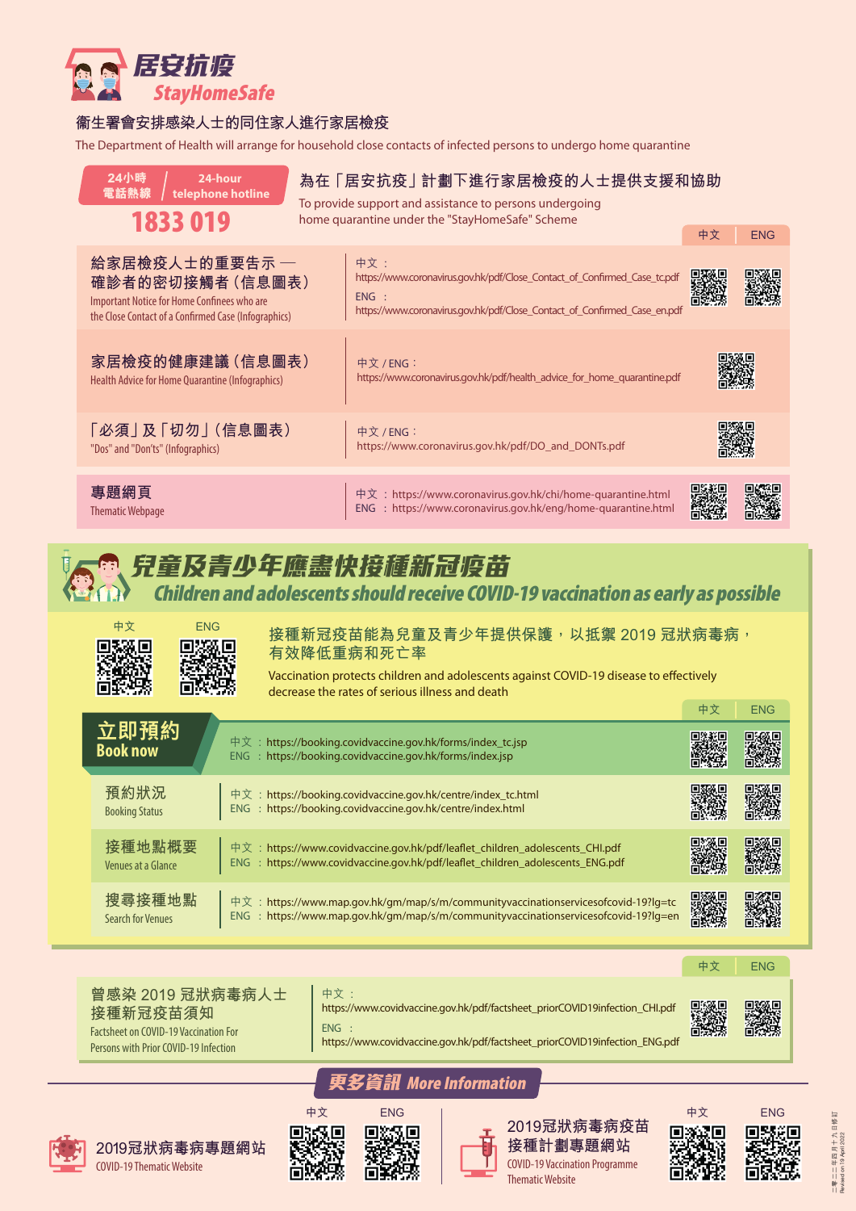# 居安抗疫
# StayHomeSafe

衞生署會安排感染人士的同住家人進行家居檢疫

The Department of Health will arrange for household close contacts of infected persons to undergo home quarantine

24小時電話熱線 / 24-hour telephone hotline

**1833 019**

為在「居安抗疫」計劃下進行家居檢疫的人士提供支援和協助

To provide support and assistance to persons undergoing home quarantine under the "StayHomeSafe" Scheme

| | | 中文 | ENG |
|---|---|---|---|
| 給家居檢疫人士的重要告示 — 確診者的密切接觸者（信息圖表）<br>Important Notice for Home Confinees who are the Close Contact of a Confirmed Case (Infographics) | 中文：https://www.coronavirus.gov.hk/pdf/Close_Contact_of_Confirmed_Case_tc.pdf<br>ENG：https://www.coronavirus.gov.hk/pdf/Close_Contact_of_Confirmed_Case_en.pdf | | |
| 家居檢疫的健康建議（信息圖表）<br>Health Advice for Home Quarantine (Infographics) | 中文 / ENG：https://www.coronavirus.gov.hk/pdf/health_advice_for_home_quarantine.pdf | | |
| 「必須」及「切勿」（信息圖表）<br>"Dos" and "Don'ts" (Infographics) | 中文 / ENG：https://www.coronavirus.gov.hk/pdf/DO_and_DONTs.pdf | | |
| 專題網頁<br>Thematic Webpage | 中文：https://www.coronavirus.gov.hk/chi/home-quarantine.html<br>ENG：https://www.coronavirus.gov.hk/eng/home-quarantine.html | | |

# 兒童及青少年應盡快接種新冠疫苗
# Children and adolescents should receive COVID-19 vaccination as early as possible

中文 ENG

接種新冠疫苗能為兒童及青少年提供保護，以抵禦 2019 冠狀病毒病，有效降低重病和死亡率

Vaccination protects children and adolescents against COVID-19 disease to effectively decrease the rates of serious illness and death

| | | 中文 | ENG |
|---|---|---|---|
| 立即預約<br>Book now | 中文：https://booking.covidvaccine.gov.hk/forms/index_tc.jsp<br>ENG：https://booking.covidvaccine.gov.hk/forms/index.jsp | | |
| 預約狀況<br>Booking Status | 中文：https://booking.covidvaccine.gov.hk/centre/index_tc.html<br>ENG：https://booking.covidvaccine.gov.hk/centre/index.html | | |
| 接種地點概要<br>Venues at a Glance | 中文：https://www.covidvaccine.gov.hk/pdf/leaflet_children_adolescents_CHI.pdf<br>ENG：https://www.covidvaccine.gov.hk/pdf/leaflet_children_adolescents_ENG.pdf | | |
| 搜尋接種地點<br>Search for Venues | 中文：https://www.map.gov.hk/gm/map/s/m/communityvaccinationservicesofcovid-19?lg=tc<br>ENG：https://www.map.gov.hk/gm/map/s/m/communityvaccinationservicesofcovid-19?lg=en | | |

| | | 中文 | ENG |
|---|---|---|---|
| 曾感染 2019 冠狀病毒病人士接種新冠疫苗須知<br>Factsheet on COVID-19 Vaccination For Persons with Prior COVID-19 Infection | 中文：https://www.covidvaccine.gov.hk/pdf/factsheet_priorCOVID19infection_CHI.pdf<br>ENG：https://www.covidvaccine.gov.hk/pdf/factsheet_priorCOVID19infection_ENG.pdf | | |

## 更多資訊 More Information

2019冠狀病毒病專題網站
COVID-19 Thematic Website
中文 ENG

2019冠狀病毒病疫苗接種計劃專題網站
COVID-19 Vaccination Programme Thematic Website
中文 ENG

二零二二年四月十九日修訂
Revised on 19 April 2022